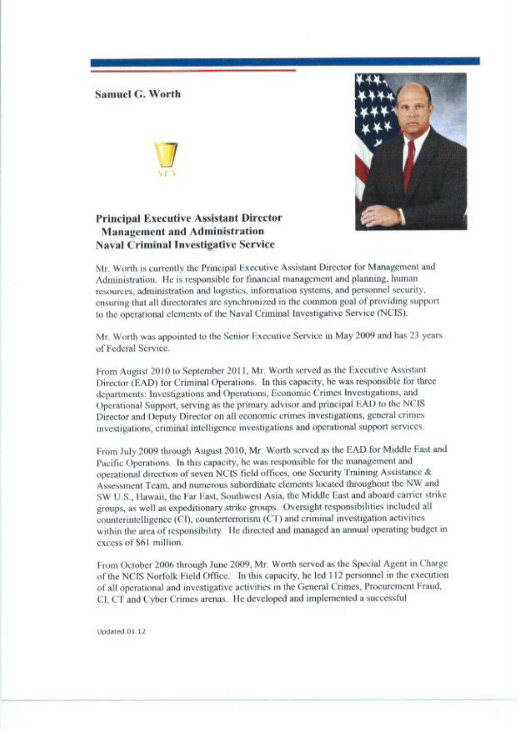**Samuel G. Worth**

SES

**Principal Executive Assistant Director**
**Management and Administration**
**Naval Criminal Investigative Service**

Mr. Worth is currently the Principal Executive Assistant Director for Management and Administration. He is responsible for financial management and planning, human resources, administration and logistics, information systems, and personnel security, ensuring that all directorates are synchronized in the common goal of providing support to the operational elements of the Naval Criminal Investigative Service (NCIS).

Mr. Worth was appointed to the Senior Executive Service in May 2009 and has 23 years of Federal Service.

From August 2010 to September 2011, Mr. Worth served as the Executive Assistant Director (EAD) for Criminal Operations. In this capacity, he was responsible for three departments: Investigations and Operations, Economic Crimes Investigations, and Operational Support, serving as the primary advisor and principal EAD to the NCIS Director and Deputy Director on all economic crimes investigations, general crimes investigations, criminal intelligence investigations and operational support services.

From July 2009 through August 2010, Mr. Worth served as the EAD for Middle East and Pacific Operations. In this capacity, he was responsible for the management and operational direction of seven NCIS field offices, one Security Training Assistance & Assessment Team, and numerous subordinate elements located throughout the NW and SW U.S., Hawaii, the Far East, Southwest Asia, the Middle East and aboard carrier strike groups, as well as expeditionary strike groups. Oversight responsibilities included all counterintelligence (CI), counterterrorism (CT) and criminal investigation activities within the area of responsibility. He directed and managed an annual operating budget in excess of $61 million.

From October 2006 through June 2009, Mr. Worth served as the Special Agent in Charge of the NCIS Norfolk Field Office. In this capacity, he led 112 personnel in the execution of all operational and investigative activities in the General Crimes, Procurement Fraud, CI, CT and Cyber Crimes arenas. He developed and implemented a successful

Updated 01 12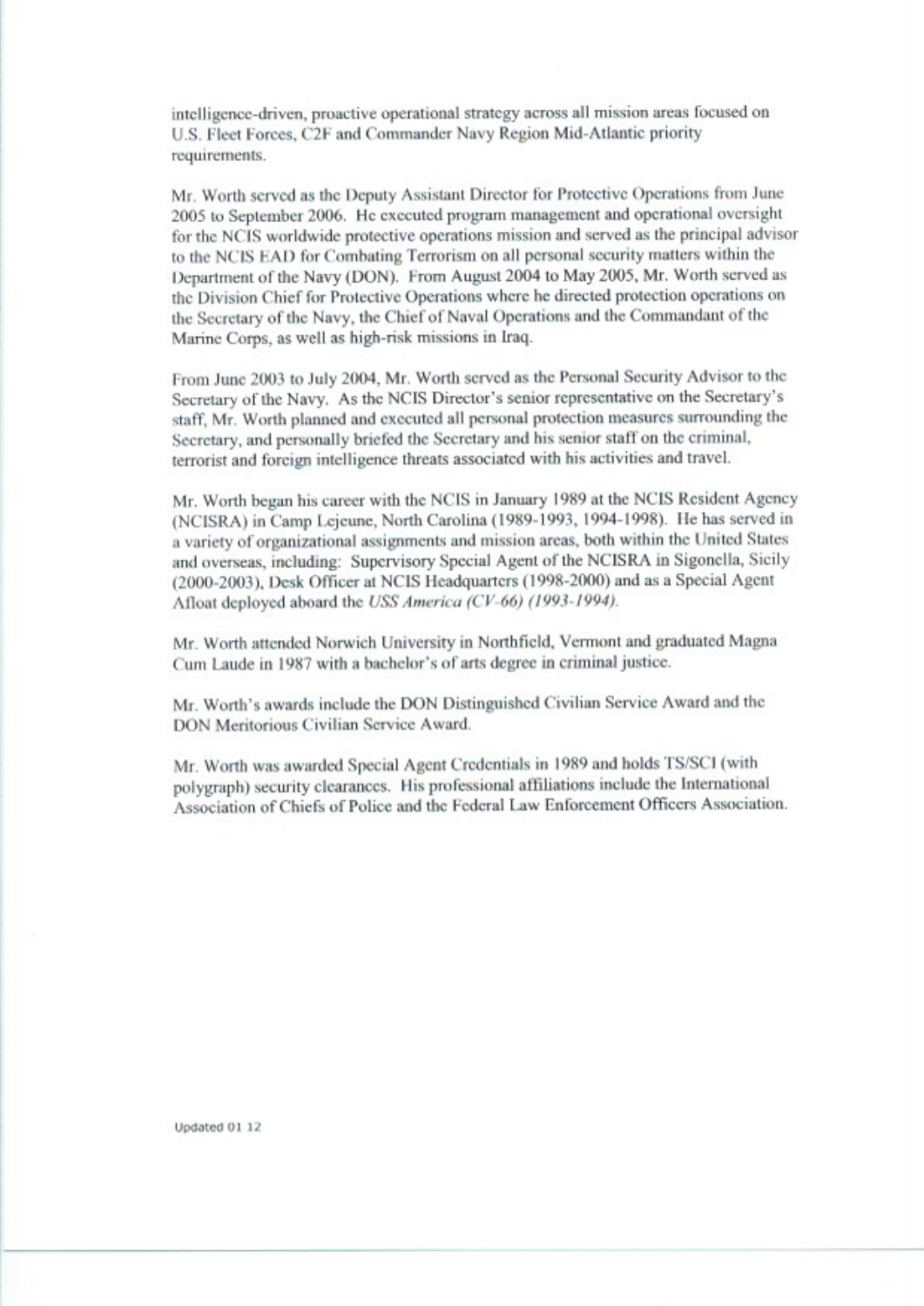intelligence-driven, proactive operational strategy across all mission areas focused on U.S. Fleet Forces, C2F and Commander Navy Region Mid-Atlantic priority requirements.

Mr. Worth served as the Deputy Assistant Director for Protective Operations from June 2005 to September 2006. He executed program management and operational oversight for the NCIS worldwide protective operations mission and served as the principal advisor to the NCIS EAD for Combating Terrorism on all personal security matters within the Department of the Navy (DON). From August 2004 to May 2005, Mr. Worth served as the Division Chief for Protective Operations where he directed protection operations on the Secretary of the Navy, the Chief of Naval Operations and the Commandant of the Marine Corps, as well as high-risk missions in Iraq.

From June 2003 to July 2004, Mr. Worth served as the Personal Security Advisor to the Secretary of the Navy. As the NCIS Director's senior representative on the Secretary's staff, Mr. Worth planned and executed all personal protection measures surrounding the Secretary, and personally briefed the Secretary and his senior staff on the criminal, terrorist and foreign intelligence threats associated with his activities and travel.

Mr. Worth began his career with the NCIS in January 1989 at the NCIS Resident Agency (NCISRA) in Camp Lejeune, North Carolina (1989-1993, 1994-1998). He has served in a variety of organizational assignments and mission areas, both within the United States and overseas, including: Supervisory Special Agent of the NCISRA in Sigonella, Sicily (2000-2003), Desk Officer at NCIS Headquarters (1998-2000) and as a Special Agent Afloat deployed aboard the *USS America (CV-66) (1993-1994)*.

Mr. Worth attended Norwich University in Northfield, Vermont and graduated Magna Cum Laude in 1987 with a bachelor's of arts degree in criminal justice.

Mr. Worth's awards include the DON Distinguished Civilian Service Award and the DON Meritorious Civilian Service Award.

Mr. Worth was awarded Special Agent Credentials in 1989 and holds TS/SCI (with polygraph) security clearances. His professional affiliations include the International Association of Chiefs of Police and the Federal Law Enforcement Officers Association.

Updated 01 12